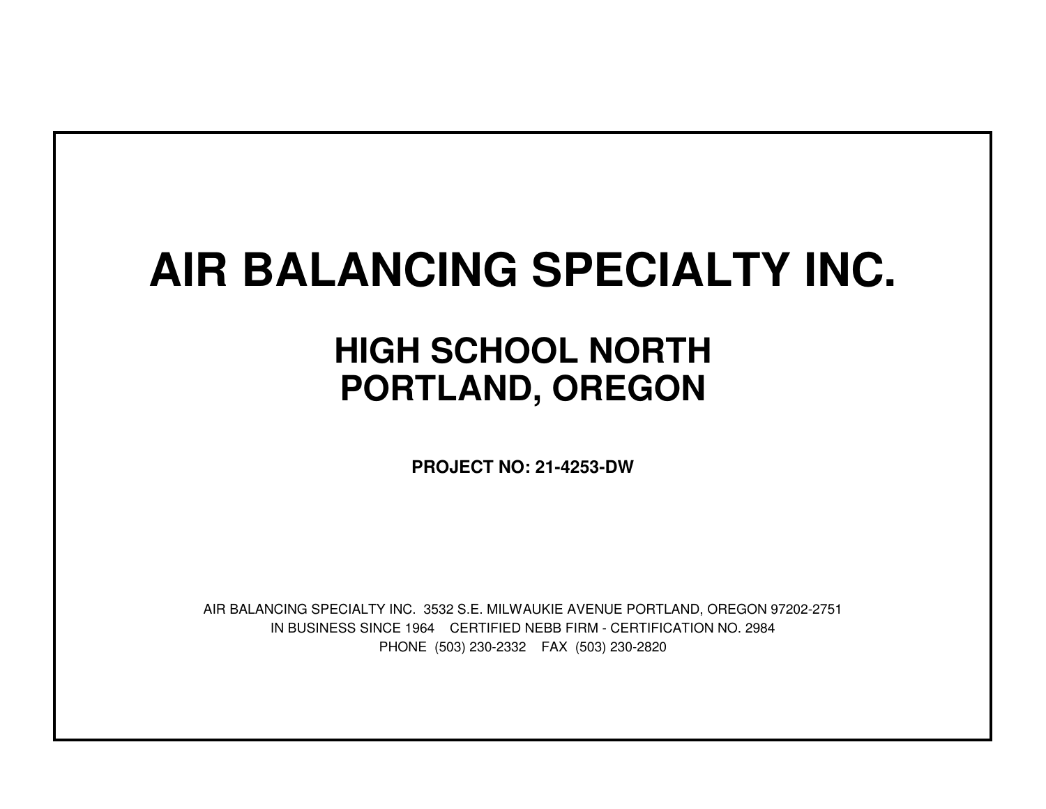# AIR BALANCING SPECIALTY INC.

## HIGH SCHOOL NORTH
## PORTLAND, OREGON

**PROJECT NO: 21-4253-DW**

AIR BALANCING SPECIALTY INC. 3532 S.E. MILWAUKIE AVENUE PORTLAND, OREGON 97202-2751

IN BUSINESS SINCE 1964 CERTIFIED NEBB FIRM - CERTIFICATION NO. 2984

PHONE (503) 230-2332 FAX (503) 230-2820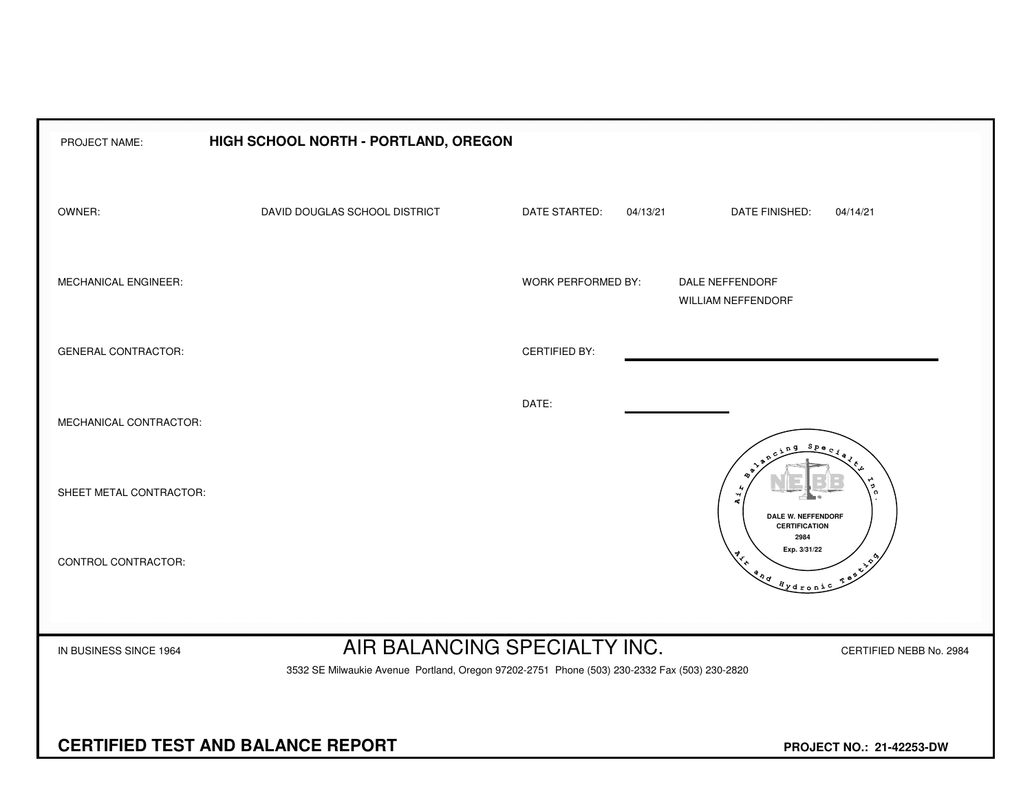PROJECT NAME: **HIGH SCHOOL NORTH - PORTLAND, OREGON**

| | | | | | |
|---|---|---|---|---|---|
| OWNER: | DAVID DOUGLAS SCHOOL DISTRICT | DATE STARTED: | 04/13/21 | DATE FINISHED: | 04/14/21 |
| MECHANICAL ENGINEER: | | WORK PERFORMED BY: | DALE NEFFENDORF<br>WILLIAM NEFFENDORF | | |
| GENERAL CONTRACTOR: | | CERTIFIED BY: | | | |
| MECHANICAL CONTRACTOR: | | DATE: | | | |
| SHEET METAL CONTRACTOR: | | | | | |
| CONTROL CONTRACTOR: | | | | | |

Air Balancing Specialty Inc. — Air and Hydronic Testing
NEBB
DALE W. NEFFENDORF
CERTIFICATION
2984
Exp. 3/31/22

IN BUSINESS SINCE 1964

# AIR BALANCING SPECIALTY INC.

CERTIFIED NEBB No. 2984

3532 SE Milwaukie Avenue Portland, Oregon 97202-2751 Phone (503) 230-2332 Fax (503) 230-2820

## CERTIFIED TEST AND BALANCE REPORT

**PROJECT NO.: 21-42253-DW**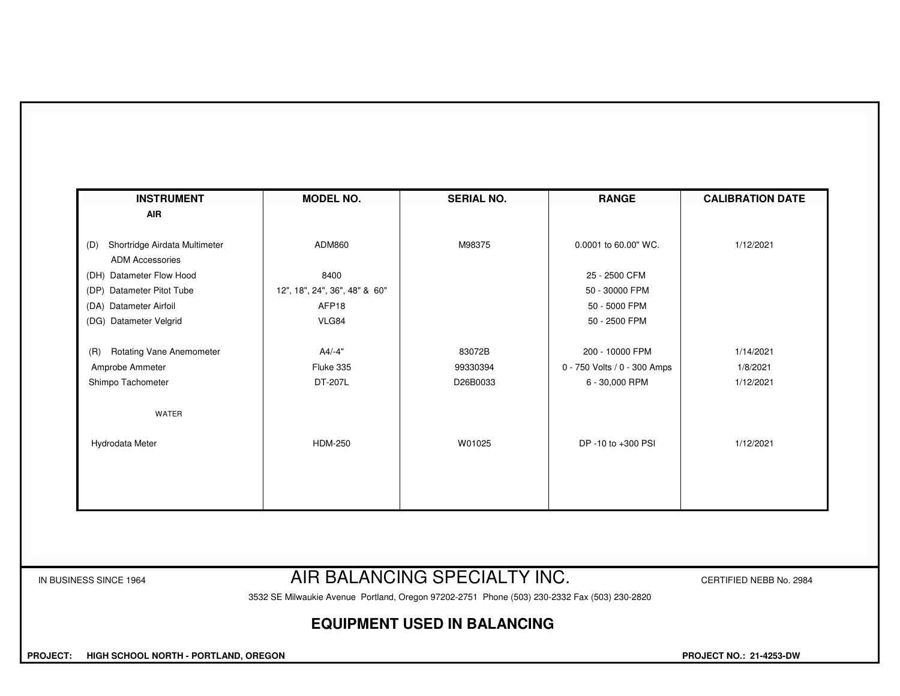| INSTRUMENT | MODEL NO. | SERIAL NO. | RANGE | CALIBRATION DATE |
|---|---|---|---|---|
| **AIR** | | | | |
| (D) Shortridge Airdata Multimeter | ADM860 | M98375 | 0.0001 to 60.00" WC. | 1/12/2021 |
| ADM Accessories | | | | |
| (DH) Datameter Flow Hood | 8400 | | 25 - 2500 CFM | |
| (DP) Datameter Pitot Tube | 12", 18", 24", 36", 48" & 60" | | 50 - 30000 FPM | |
| (DA) Datameter Airfoil | AFP18 | | 50 - 5000 FPM | |
| (DG) Datameter Velgrid | VLG84 | | 50 - 2500 FPM | |
| (R) Rotating Vane Anemometer | A4/-4" | 83072B | 200 - 10000 FPM | 1/14/2021 |
| Amprobe Ammeter | Fluke 335 | 99330394 | 0 - 750 Volts / 0 - 300 Amps | 1/8/2021 |
| Shimpo Tachometer | DT-207L | D26B0033 | 6 - 30,000 RPM | 1/12/2021 |
| WATER | | | | |
| Hydrodata Meter | HDM-250 | W01025 | DP -10 to +300 PSI | 1/12/2021 |

IN BUSINESS SINCE 1964

# AIR BALANCING SPECIALTY INC.

CERTIFIED NEBB No. 2984

3532 SE Milwaukie Avenue Portland, Oregon 97202-2751 Phone (503) 230-2332 Fax (503) 230-2820

## EQUIPMENT USED IN BALANCING

**PROJECT: HIGH SCHOOL NORTH - PORTLAND, OREGON**

**PROJECT NO.: 21-4253-DW**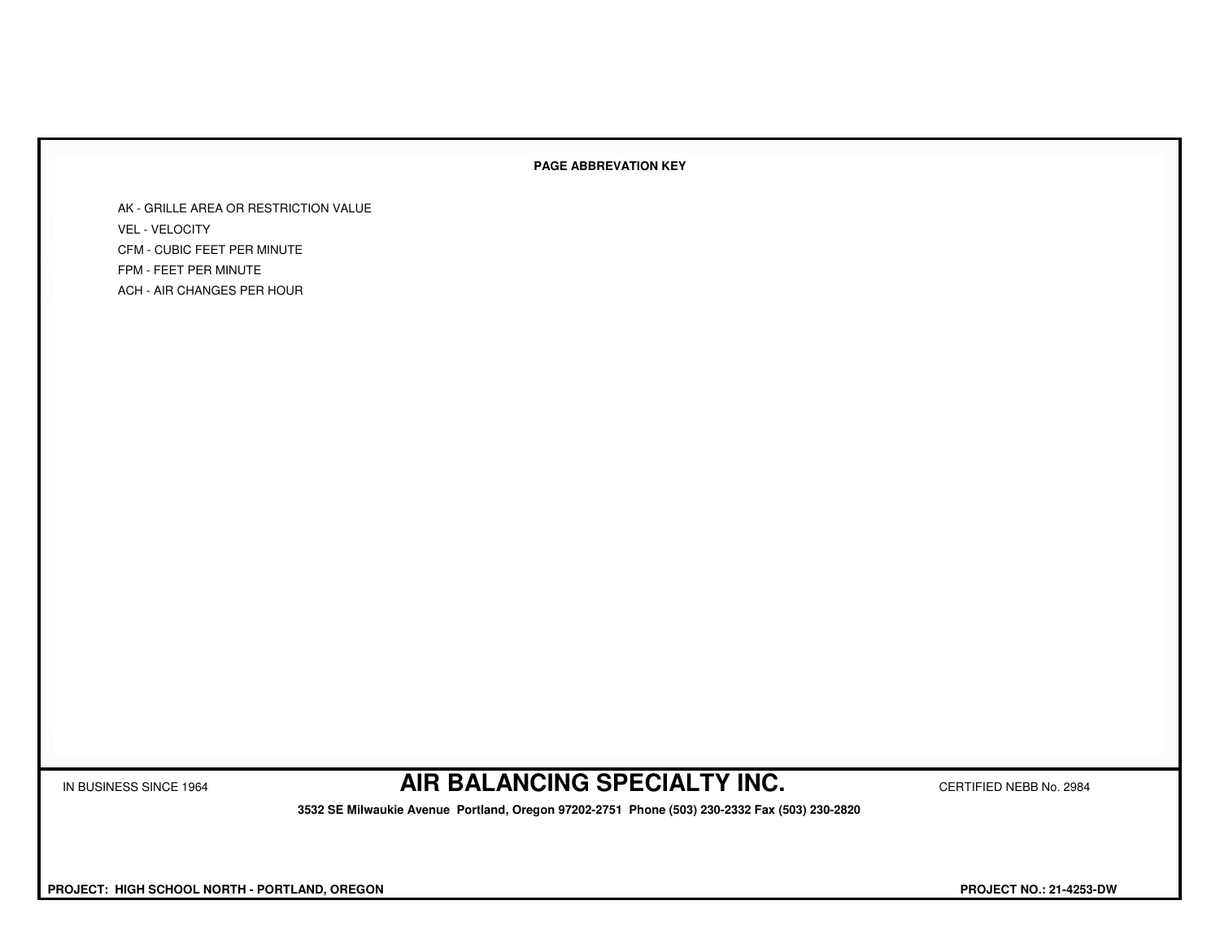**PAGE ABBREVATION KEY**

AK - GRILLE AREA OR RESTRICTION VALUE
VEL - VELOCITY
CFM - CUBIC FEET PER MINUTE
FPM - FEET PER MINUTE
ACH - AIR CHANGES PER HOUR

IN BUSINESS SINCE 1964

## AIR BALANCING SPECIALTY INC.

CERTIFIED NEBB No. 2984

**3532 SE Milwaukie Avenue Portland, Oregon 97202-2751 Phone (503) 230-2332 Fax (503) 230-2820**

**PROJECT: HIGH SCHOOL NORTH - PORTLAND, OREGON**

**PROJECT NO.: 21-4253-DW**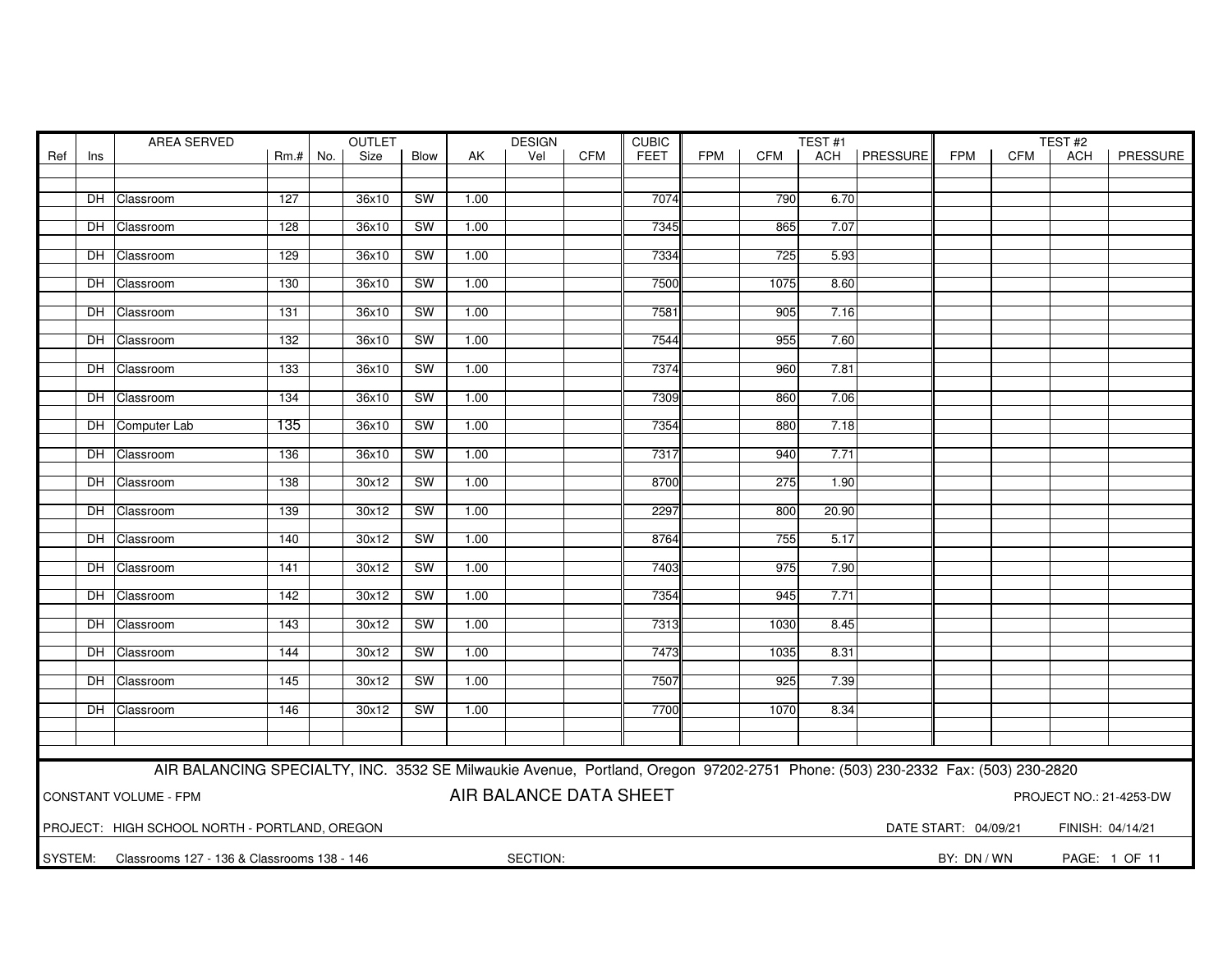| Ref | Ins | AREA SERVED | Rm.# | OUTLET No. | OUTLET Size | OUTLET Blow | DESIGN AK | DESIGN Vel | DESIGN CFM | CUBIC FEET | TEST #1 FPM | TEST #1 CFM | TEST #1 ACH | TEST #1 PRESSURE | TEST #2 FPM | TEST #2 CFM | TEST #2 ACH | TEST #2 PRESSURE |
|---|---|---|---|---|---|---|---|---|---|---|---|---|---|---|---|---|---|---|
| | DH | Classroom | 127 | | 36x10 | SW | 1.00 | | | 7074 | | 790 | 6.70 | | | | | |
| | DH | Classroom | 128 | | 36x10 | SW | 1.00 | | | 7345 | | 865 | 7.07 | | | | | |
| | DH | Classroom | 129 | | 36x10 | SW | 1.00 | | | 7334 | | 725 | 5.93 | | | | | |
| | DH | Classroom | 130 | | 36x10 | SW | 1.00 | | | 7500 | | 1075 | 8.60 | | | | | |
| | DH | Classroom | 131 | | 36x10 | SW | 1.00 | | | 7581 | | 905 | 7.16 | | | | | |
| | DH | Classroom | 132 | | 36x10 | SW | 1.00 | | | 7544 | | 955 | 7.60 | | | | | |
| | DH | Classroom | 133 | | 36x10 | SW | 1.00 | | | 7374 | | 960 | 7.81 | | | | | |
| | DH | Classroom | 134 | | 36x10 | SW | 1.00 | | | 7309 | | 860 | 7.06 | | | | | |
| | DH | Computer Lab | 135 | | 36x10 | SW | 1.00 | | | 7354 | | 880 | 7.18 | | | | | |
| | DH | Classroom | 136 | | 36x10 | SW | 1.00 | | | 7317 | | 940 | 7.71 | | | | | |
| | DH | Classroom | 138 | | 30x12 | SW | 1.00 | | | 8700 | | 275 | 1.90 | | | | | |
| | DH | Classroom | 139 | | 30x12 | SW | 1.00 | | | 2297 | | 800 | 20.90 | | | | | |
| | DH | Classroom | 140 | | 30x12 | SW | 1.00 | | | 8764 | | 755 | 5.17 | | | | | |
| | DH | Classroom | 141 | | 30x12 | SW | 1.00 | | | 7403 | | 975 | 7.90 | | | | | |
| | DH | Classroom | 142 | | 30x12 | SW | 1.00 | | | 7354 | | 945 | 7.71 | | | | | |
| | DH | Classroom | 143 | | 30x12 | SW | 1.00 | | | 7313 | | 1030 | 8.45 | | | | | |
| | DH | Classroom | 144 | | 30x12 | SW | 1.00 | | | 7473 | | 1035 | 8.31 | | | | | |
| | DH | Classroom | 145 | | 30x12 | SW | 1.00 | | | 7507 | | 925 | 7.39 | | | | | |
| | DH | Classroom | 146 | | 30x12 | SW | 1.00 | | | 7700 | | 1070 | 8.34 | | | | | |

AIR BALANCING SPECIALTY, INC. 3532 SE Milwaukie Avenue, Portland, Oregon 97202-2751 Phone: (503) 230-2332 Fax: (503) 230-2820

CONSTANT VOLUME - FPM

## AIR BALANCE DATA SHEET

PROJECT NO.: 21-4253-DW

PROJECT: HIGH SCHOOL NORTH - PORTLAND, OREGON

DATE START: 04/09/21 FINISH: 04/14/21

SYSTEM: Classrooms 127 - 136 & Classrooms 138 - 146

SECTION:

BY: DN / WN

PAGE: 1 OF 11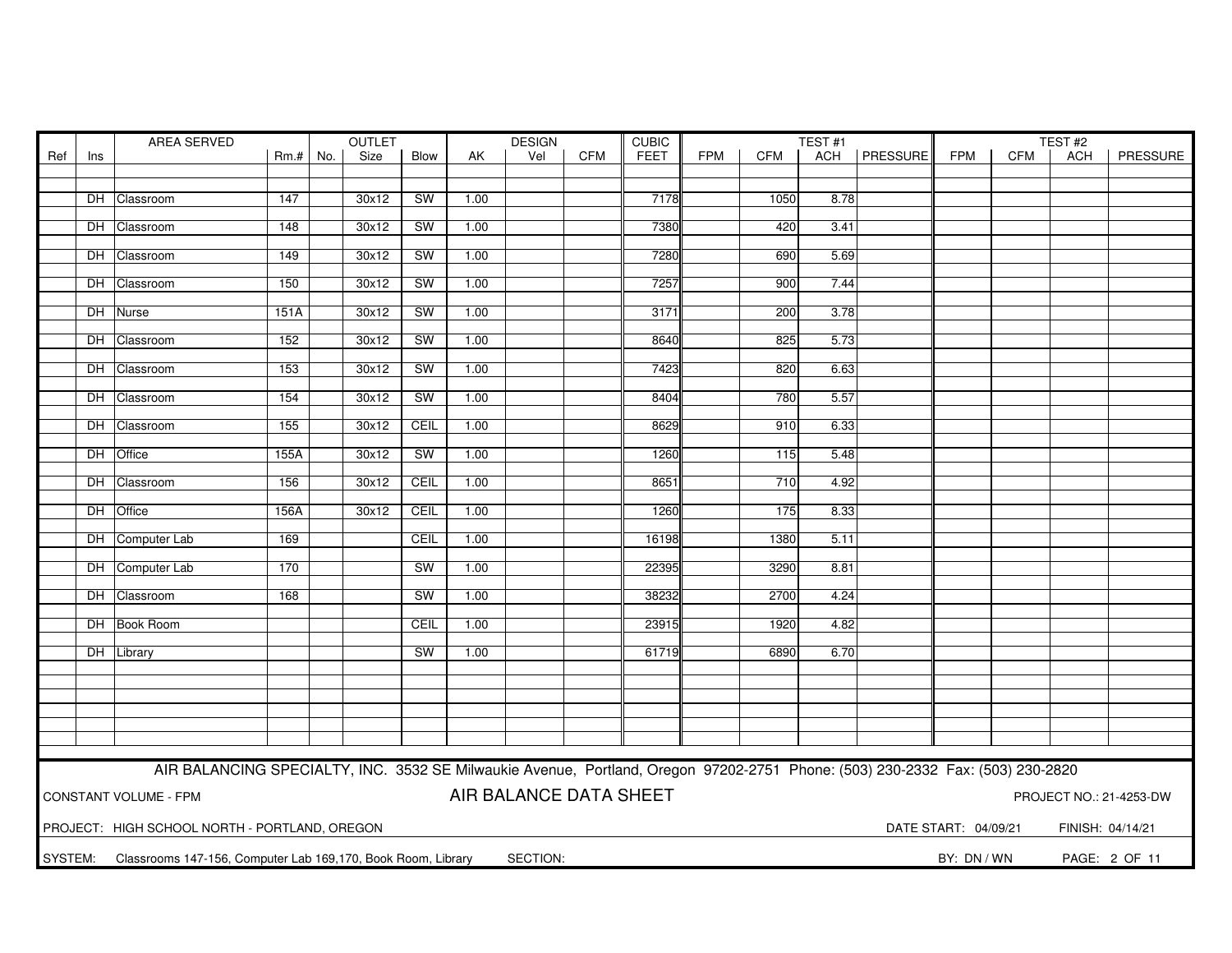| Ref | Ins | AREA SERVED | Rm.# | OUTLET No. | OUTLET Size | OUTLET Blow | AK | DESIGN Vel | DESIGN CFM | CUBIC FEET | TEST #1 FPM | TEST #1 CFM | TEST #1 ACH | TEST #1 PRESSURE | TEST #2 FPM | TEST #2 CFM | TEST #2 ACH | TEST #2 PRESSURE |
|---|---|---|---|---|---|---|---|---|---|---|---|---|---|---|---|---|---|---|
| | DH | Classroom | 147 | | 30x12 | SW | 1.00 | | | 7178 | | 1050 | 8.78 | | | | | |
| | DH | Classroom | 148 | | 30x12 | SW | 1.00 | | | 7380 | | 420 | 3.41 | | | | | |
| | DH | Classroom | 149 | | 30x12 | SW | 1.00 | | | 7280 | | 690 | 5.69 | | | | | |
| | DH | Classroom | 150 | | 30x12 | SW | 1.00 | | | 7257 | | 900 | 7.44 | | | | | |
| | DH | Nurse | 151A | | 30x12 | SW | 1.00 | | | 3171 | | 200 | 3.78 | | | | | |
| | DH | Classroom | 152 | | 30x12 | SW | 1.00 | | | 8640 | | 825 | 5.73 | | | | | |
| | DH | Classroom | 153 | | 30x12 | SW | 1.00 | | | 7423 | | 820 | 6.63 | | | | | |
| | DH | Classroom | 154 | | 30x12 | SW | 1.00 | | | 8404 | | 780 | 5.57 | | | | | |
| | DH | Classroom | 155 | | 30x12 | CEIL | 1.00 | | | 8629 | | 910 | 6.33 | | | | | |
| | DH | Office | 155A | | 30x12 | SW | 1.00 | | | 1260 | | 115 | 5.48 | | | | | |
| | DH | Classroom | 156 | | 30x12 | CEIL | 1.00 | | | 8651 | | 710 | 4.92 | | | | | |
| | DH | Office | 156A | | 30x12 | CEIL | 1.00 | | | 1260 | | 175 | 8.33 | | | | | |
| | DH | Computer Lab | 169 | | | CEIL | 1.00 | | | 16198 | | 1380 | 5.11 | | | | | |
| | DH | Computer Lab | 170 | | | SW | 1.00 | | | 22395 | | 3290 | 8.81 | | | | | |
| | DH | Classroom | 168 | | | SW | 1.00 | | | 38232 | | 2700 | 4.24 | | | | | |
| | DH | Book Room | | | | CEIL | 1.00 | | | 23915 | | 1920 | 4.82 | | | | | |
| | DH | Library | | | | SW | 1.00 | | | 61719 | | 6890 | 6.70 | | | | | |

AIR BALANCING SPECIALTY, INC. 3532 SE Milwaukie Avenue, Portland, Oregon 97202-2751 Phone: (503) 230-2332 Fax: (503) 230-2820

CONSTANT VOLUME - FPM

## AIR BALANCE DATA SHEET

PROJECT NO.: 21-4253-DW

PROJECT: HIGH SCHOOL NORTH - PORTLAND, OREGON

DATE START: 04/09/21 FINISH: 04/14/21

SYSTEM: Classrooms 147-156, Computer Lab 169,170, Book Room, Library SECTION:

BY: DN / WN PAGE: 2 OF 11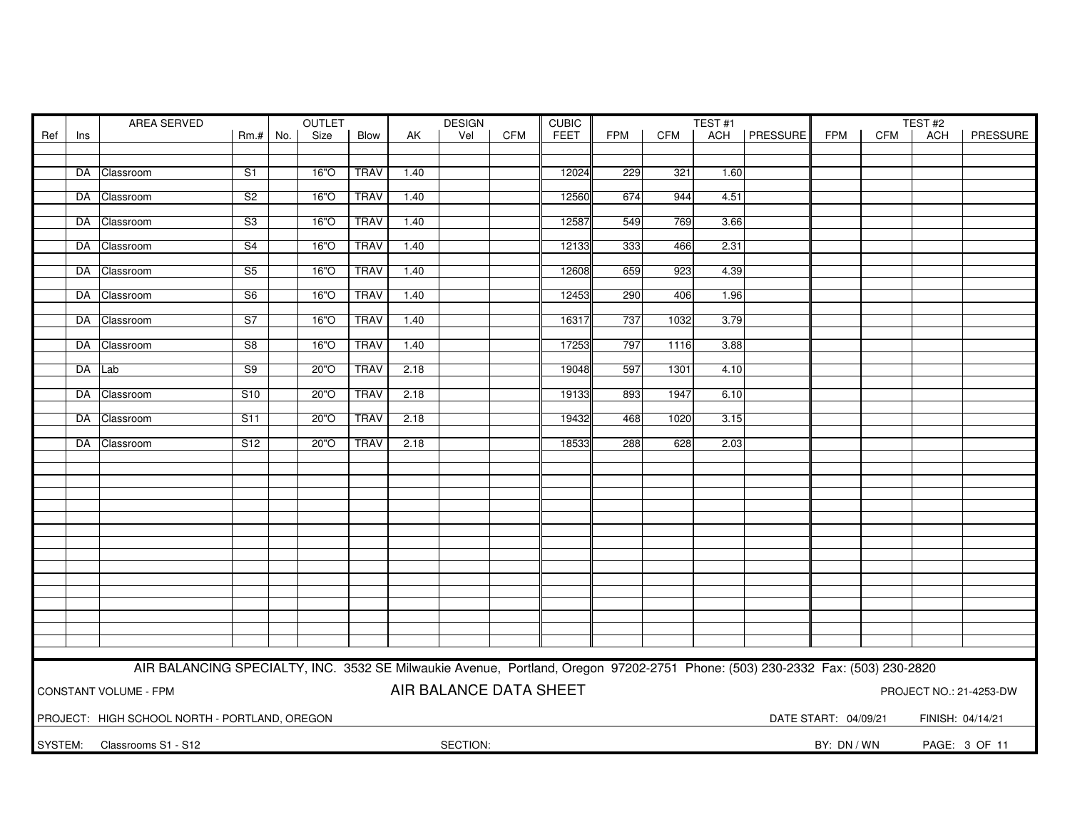| Ref | Ins | AREA SERVED | Rm.# | OUTLET No. | OUTLET Size | OUTLET Blow | DESIGN AK | DESIGN Vel | DESIGN CFM | CUBIC FEET | TEST #1 FPM | TEST #1 CFM | TEST #1 ACH | TEST #1 PRESSURE | TEST #2 FPM | TEST #2 CFM | TEST #2 ACH | TEST #2 PRESSURE |
|---|---|---|---|---|---|---|---|---|---|---|---|---|---|---|---|---|---|---|
| | DA | Classroom | S1 | | 16"O | TRAV | 1.40 | | | 12024 | 229 | 321 | 1.60 | | | | | |
| | DA | Classroom | S2 | | 16"O | TRAV | 1.40 | | | 12560 | 674 | 944 | 4.51 | | | | | |
| | DA | Classroom | S3 | | 16"O | TRAV | 1.40 | | | 12587 | 549 | 769 | 3.66 | | | | | |
| | DA | Classroom | S4 | | 16"O | TRAV | 1.40 | | | 12133 | 333 | 466 | 2.31 | | | | | |
| | DA | Classroom | S5 | | 16"O | TRAV | 1.40 | | | 12608 | 659 | 923 | 4.39 | | | | | |
| | DA | Classroom | S6 | | 16"O | TRAV | 1.40 | | | 12453 | 290 | 406 | 1.96 | | | | | |
| | DA | Classroom | S7 | | 16"O | TRAV | 1.40 | | | 16317 | 737 | 1032 | 3.79 | | | | | |
| | DA | Classroom | S8 | | 16"O | TRAV | 1.40 | | | 17253 | 797 | 1116 | 3.88 | | | | | |
| | DA | Lab | S9 | | 20"O | TRAV | 2.18 | | | 19048 | 597 | 1301 | 4.10 | | | | | |
| | DA | Classroom | S10 | | 20"O | TRAV | 2.18 | | | 19133 | 893 | 1947 | 6.10 | | | | | |
| | DA | Classroom | S11 | | 20"O | TRAV | 2.18 | | | 19432 | 468 | 1020 | 3.15 | | | | | |
| | DA | Classroom | S12 | | 20"O | TRAV | 2.18 | | | 18533 | 288 | 628 | 2.03 | | | | | |

AIR BALANCING SPECIALTY, INC. 3532 SE Milwaukie Avenue, Portland, Oregon 97202-2751 Phone: (503) 230-2332 Fax: (503) 230-2820

CONSTANT VOLUME - FPM

AIR BALANCE DATA SHEET

PROJECT NO.: 21-4253-DW

PROJECT: HIGH SCHOOL NORTH - PORTLAND, OREGON

DATE START: 04/09/21 FINISH: 04/14/21

SYSTEM: Classrooms S1 - S12

SECTION:

BY: DN / WN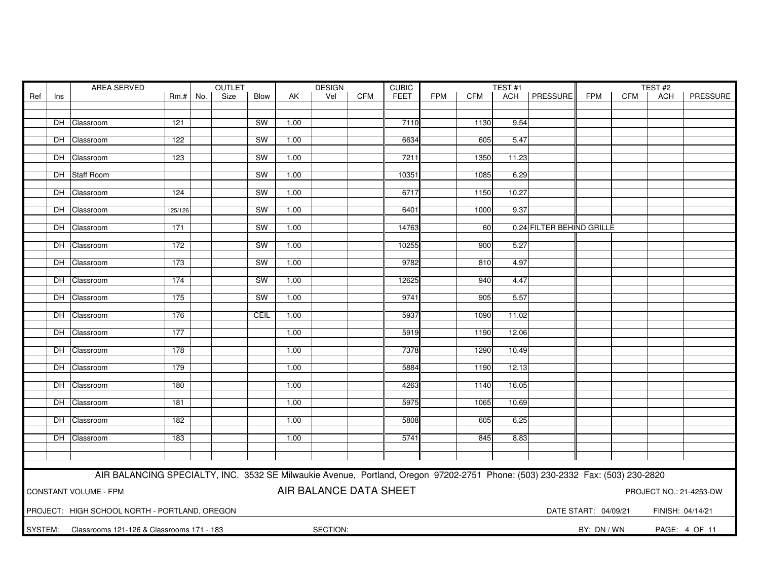| Ref | Ins | AREA SERVED | Rm.# | OUTLET No. | OUTLET Size | OUTLET Blow | AK | DESIGN Vel | DESIGN CFM | CUBIC FEET | TEST #1 FPM | TEST #1 CFM | TEST #1 ACH | TEST #1 PRESSURE | TEST #2 FPM | TEST #2 CFM | TEST #2 ACH | TEST #2 PRESSURE |
|---|---|---|---|---|---|---|---|---|---|---|---|---|---|---|---|---|---|---|
| | DH | Classroom | 121 | | | SW | 1.00 | | | 7110 | | 1130 | 9.54 | | | | | |
| | DH | Classroom | 122 | | | SW | 1.00 | | | 6634 | | 605 | 5.47 | | | | | |
| | DH | Classroom | 123 | | | SW | 1.00 | | | 7211 | | 1350 | 11.23 | | | | | |
| | DH | Staff Room | | | | SW | 1.00 | | | 10351 | | 1085 | 6.29 | | | | | |
| | DH | Classroom | 124 | | | SW | 1.00 | | | 6717 | | 1150 | 10.27 | | | | | |
| | DH | Classroom | 125/126 | | | SW | 1.00 | | | 6401 | | 1000 | 9.37 | | | | | |
| | DH | Classroom | 171 | | | SW | 1.00 | | | 14763 | | 60 | 0.24 | FILTER BEHIND GRILLE | | | | |
| | DH | Classroom | 172 | | | SW | 1.00 | | | 10255 | | 900 | 5.27 | | | | | |
| | DH | Classroom | 173 | | | SW | 1.00 | | | 9782 | | 810 | 4.97 | | | | | |
| | DH | Classroom | 174 | | | SW | 1.00 | | | 12625 | | 940 | 4.47 | | | | | |
| | DH | Classroom | 175 | | | SW | 1.00 | | | 9741 | | 905 | 5.57 | | | | | |
| | DH | Classroom | 176 | | | CEIL | 1.00 | | | 5937 | | 1090 | 11.02 | | | | | |
| | DH | Classroom | 177 | | | | 1.00 | | | 5919 | | 1190 | 12.06 | | | | | |
| | DH | Classroom | 178 | | | | 1.00 | | | 7378 | | 1290 | 10.49 | | | | | |
| | DH | Classroom | 179 | | | | 1.00 | | | 5884 | | 1190 | 12.13 | | | | | |
| | DH | Classroom | 180 | | | | 1.00 | | | 4263 | | 1140 | 16.05 | | | | | |
| | DH | Classroom | 181 | | | | 1.00 | | | 5975 | | 1065 | 10.69 | | | | | |
| | DH | Classroom | 182 | | | | 1.00 | | | 5808 | | 605 | 6.25 | | | | | |
| | DH | Classroom | 183 | | | | 1.00 | | | 5741 | | 845 | 8.83 | | | | | |

AIR BALANCING SPECIALTY, INC. 3532 SE Milwaukie Avenue, Portland, Oregon 97202-2751 Phone: (503) 230-2332 Fax: (503) 230-2820

CONSTANT VOLUME - FPM

**AIR BALANCE DATA SHEET**

PROJECT NO.: 21-4253-DW

PROJECT: HIGH SCHOOL NORTH - PORTLAND, OREGON

DATE START: 04/09/21 FINISH: 04/14/21

SYSTEM: Classrooms 121-126 & Classrooms 171 - 183

SECTION:

BY: DN / WN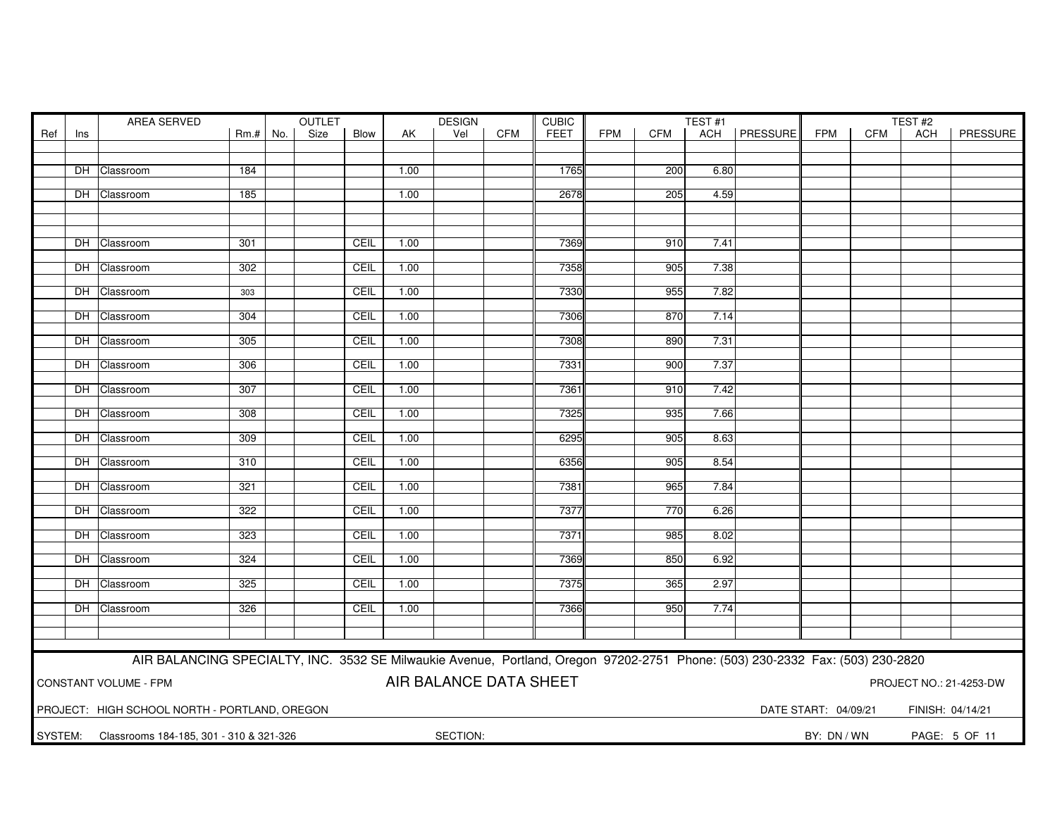| Ref | Ins | AREA SERVED | Rm.# | OUTLET No. | OUTLET Size | OUTLET Blow | DESIGN AK | DESIGN Vel | DESIGN CFM | CUBIC FEET | TEST #1 FPM | TEST #1 CFM | TEST #1 ACH | TEST #1 PRESSURE | TEST #2 FPM | TEST #2 CFM | TEST #2 ACH | TEST #2 PRESSURE |
|---|---|---|---|---|---|---|---|---|---|---|---|---|---|---|---|---|---|---|
| | DH | Classroom | 184 | | | | 1.00 | | | 1765 | | 200 | 6.80 | | | | | |
| | DH | Classroom | 185 | | | | 1.00 | | | 2678 | | 205 | 4.59 | | | | | |
| | DH | Classroom | 301 | | | CEIL | 1.00 | | | 7369 | | 910 | 7.41 | | | | | |
| | DH | Classroom | 302 | | | CEIL | 1.00 | | | 7358 | | 905 | 7.38 | | | | | |
| | DH | Classroom | 303 | | | CEIL | 1.00 | | | 7330 | | 955 | 7.82 | | | | | |
| | DH | Classroom | 304 | | | CEIL | 1.00 | | | 7306 | | 870 | 7.14 | | | | | |
| | DH | Classroom | 305 | | | CEIL | 1.00 | | | 7308 | | 890 | 7.31 | | | | | |
| | DH | Classroom | 306 | | | CEIL | 1.00 | | | 7331 | | 900 | 7.37 | | | | | |
| | DH | Classroom | 307 | | | CEIL | 1.00 | | | 7361 | | 910 | 7.42 | | | | | |
| | DH | Classroom | 308 | | | CEIL | 1.00 | | | 7325 | | 935 | 7.66 | | | | | |
| | DH | Classroom | 309 | | | CEIL | 1.00 | | | 6295 | | 905 | 8.63 | | | | | |
| | DH | Classroom | 310 | | | CEIL | 1.00 | | | 6356 | | 905 | 8.54 | | | | | |
| | DH | Classroom | 321 | | | CEIL | 1.00 | | | 7381 | | 965 | 7.84 | | | | | |
| | DH | Classroom | 322 | | | CEIL | 1.00 | | | 7377 | | 770 | 6.26 | | | | | |
| | DH | Classroom | 323 | | | CEIL | 1.00 | | | 7371 | | 985 | 8.02 | | | | | |
| | DH | Classroom | 324 | | | CEIL | 1.00 | | | 7369 | | 850 | 6.92 | | | | | |
| | DH | Classroom | 325 | | | CEIL | 1.00 | | | 7375 | | 365 | 2.97 | | | | | |
| | DH | Classroom | 326 | | | CEIL | 1.00 | | | 7366 | | 950 | 7.74 | | | | | |

AIR BALANCING SPECIALTY, INC. 3532 SE Milwaukie Avenue, Portland, Oregon 97202-2751 Phone: (503) 230-2332 Fax: (503) 230-2820

CONSTANT VOLUME - FPM

## AIR BALANCE DATA SHEET

PROJECT NO.: 21-4253-DW

PROJECT: HIGH SCHOOL NORTH - PORTLAND, OREGON

DATE START: 04/09/21 FINISH: 04/14/21

SYSTEM: Classrooms 184-185, 301 - 310 & 321-326

SECTION:

BY: DN / WN